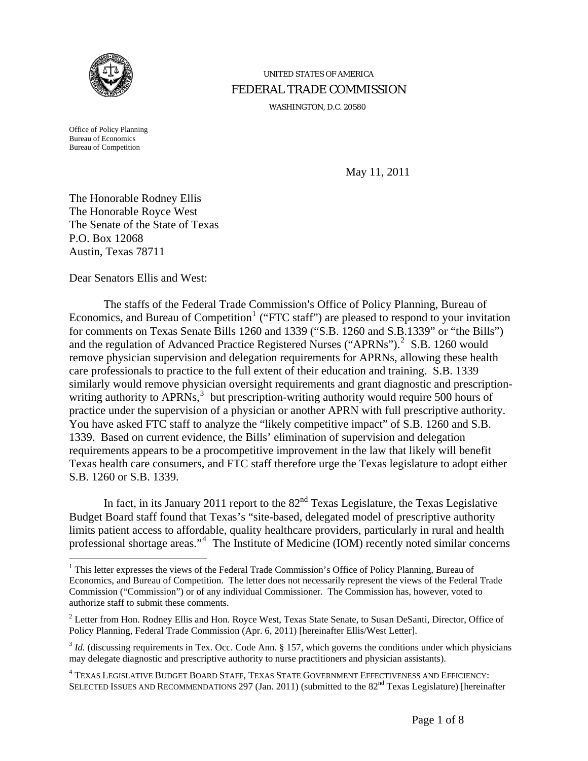UNITED STATES OF AMERICA

FEDERAL TRADE COMMISSION

WASHINGTON, D.C. 20580

Office of Policy Planning
Bureau of Economics
Bureau of Competition

May 11, 2011

The Honorable Rodney Ellis
The Honorable Royce West
The Senate of the State of Texas
P.O. Box 12068
Austin, Texas 78711

Dear Senators Ellis and West:

The staffs of the Federal Trade Commission's Office of Policy Planning, Bureau of Economics, and Bureau of Competition[1] ("FTC staff") are pleased to respond to your invitation for comments on Texas Senate Bills 1260 and 1339 ("S.B. 1260 and S.B.1339" or "the Bills") and the regulation of Advanced Practice Registered Nurses ("APRNs").[2] S.B. 1260 would remove physician supervision and delegation requirements for APRNs, allowing these health care professionals to practice to the full extent of their education and training. S.B. 1339 similarly would remove physician oversight requirements and grant diagnostic and prescription-writing authority to APRNs,[3] but prescription-writing authority would require 500 hours of practice under the supervision of a physician or another APRN with full prescriptive authority. You have asked FTC staff to analyze the "likely competitive impact" of S.B. 1260 and S.B. 1339. Based on current evidence, the Bills' elimination of supervision and delegation requirements appears to be a procompetitive improvement in the law that likely will benefit Texas health care consumers, and FTC staff therefore urge the Texas legislature to adopt either S.B. 1260 or S.B. 1339.

In fact, in its January 2011 report to the 82nd Texas Legislature, the Texas Legislative Budget Board staff found that Texas's "site-based, delegated model of prescriptive authority limits patient access to affordable, quality healthcare providers, particularly in rural and health professional shortage areas."[4] The Institute of Medicine (IOM) recently noted similar concerns

---

[1] This letter expresses the views of the Federal Trade Commission's Office of Policy Planning, Bureau of Economics, and Bureau of Competition. The letter does not necessarily represent the views of the Federal Trade Commission ("Commission") or of any individual Commissioner. The Commission has, however, voted to authorize staff to submit these comments.

[2] Letter from Hon. Rodney Ellis and Hon. Royce West, Texas State Senate, to Susan DeSanti, Director, Office of Policy Planning, Federal Trade Commission (Apr. 6, 2011) [hereinafter Ellis/West Letter].

[3] *Id.* (discussing requirements in Tex. Occ. Code Ann. § 157, which governs the conditions under which physicians may delegate diagnostic and prescriptive authority to nurse practitioners and physician assistants).

[4] TEXAS LEGISLATIVE BUDGET BOARD STAFF, TEXAS STATE GOVERNMENT EFFECTIVENESS AND EFFICIENCY: SELECTED ISSUES AND RECOMMENDATIONS 297 (Jan. 2011) (submitted to the 82nd Texas Legislature) [hereinafter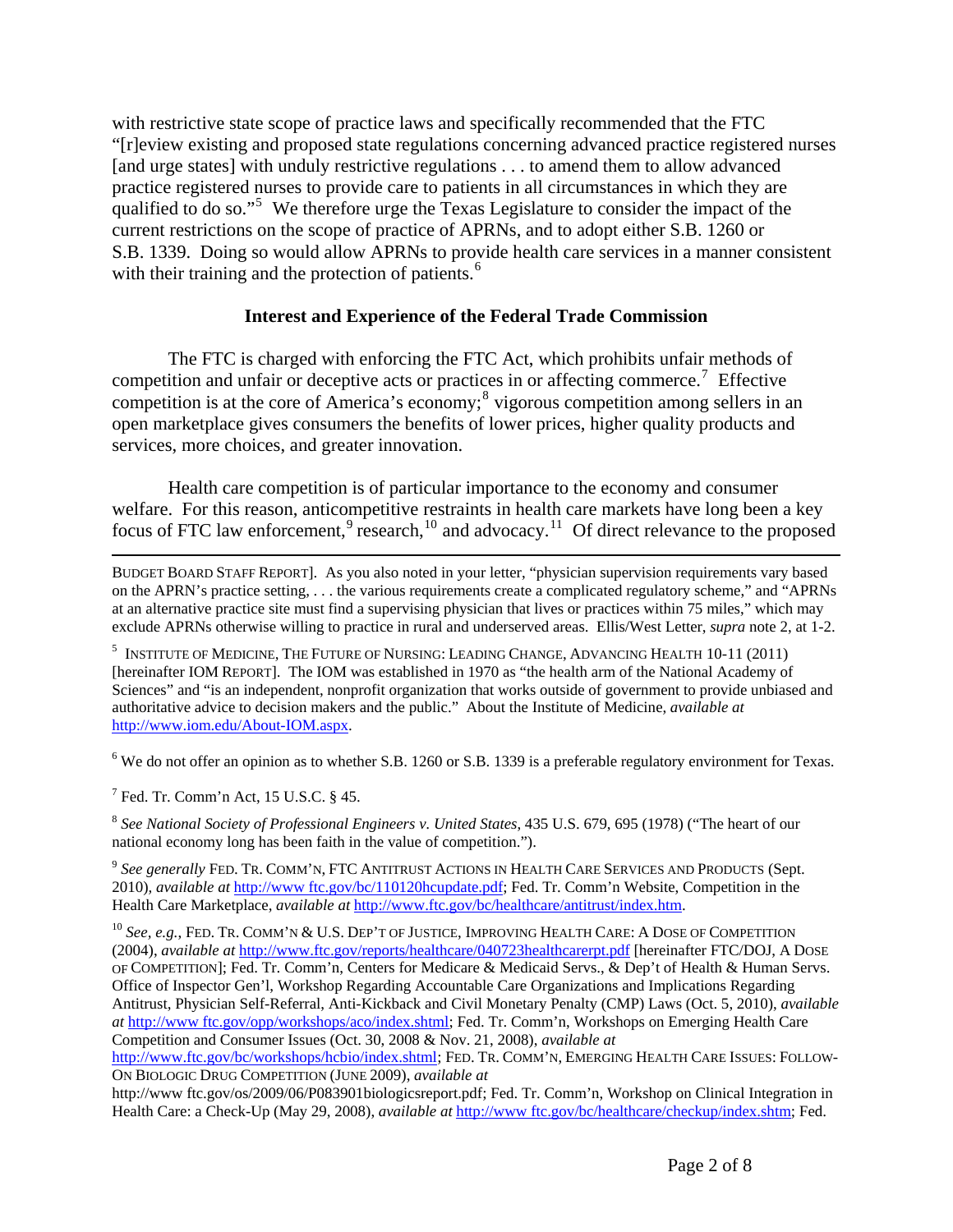with restrictive state scope of practice laws and specifically recommended that the FTC "[r]eview existing and proposed state regulations concerning advanced practice registered nurses [and urge states] with unduly restrictive regulations . . . to amend them to allow advanced practice registered nurses to provide care to patients in all circumstances in which they are qualified to do so."[5] We therefore urge the Texas Legislature to consider the impact of the current restrictions on the scope of practice of APRNs, and to adopt either S.B. 1260 or S.B. 1339. Doing so would allow APRNs to provide health care services in a manner consistent with their training and the protection of patients.[6]

**Interest and Experience of the Federal Trade Commission**

The FTC is charged with enforcing the FTC Act, which prohibits unfair methods of competition and unfair or deceptive acts or practices in or affecting commerce.[7] Effective competition is at the core of America's economy;[8] vigorous competition among sellers in an open marketplace gives consumers the benefits of lower prices, higher quality products and services, more choices, and greater innovation.

Health care competition is of particular importance to the economy and consumer welfare. For this reason, anticompetitive restraints in health care markets have long been a key focus of FTC law enforcement,[9] research,[10] and advocacy.[11] Of direct relevance to the proposed

---

BUDGET BOARD STAFF REPORT]. As you also noted in your letter, "physician supervision requirements vary based on the APRN's practice setting, . . . the various requirements create a complicated regulatory scheme," and "APRNs at an alternative practice site must find a supervising physician that lives or practices within 75 miles," which may exclude APRNs otherwise willing to practice in rural and underserved areas. Ellis/West Letter, *supra* note 2, at 1-2.

[5] INSTITUTE OF MEDICINE, THE FUTURE OF NURSING: LEADING CHANGE, ADVANCING HEALTH 10-11 (2011) [hereinafter IOM REPORT]. The IOM was established in 1970 as "the health arm of the National Academy of Sciences" and "is an independent, nonprofit organization that works outside of government to provide unbiased and authoritative advice to decision makers and the public." About the Institute of Medicine, *available at* http://www.iom.edu/About-IOM.aspx.

[6] We do not offer an opinion as to whether S.B. 1260 or S.B. 1339 is a preferable regulatory environment for Texas.

[7] Fed. Tr. Comm'n Act, 15 U.S.C. § 45.

[8] *See National Society of Professional Engineers v. United States*, 435 U.S. 679, 695 (1978) ("The heart of our national economy long has been faith in the value of competition.").

[9] *See generally* FED. TR. COMM'N, FTC ANTITRUST ACTIONS IN HEALTH CARE SERVICES AND PRODUCTS (Sept. 2010), *available at* http://www ftc.gov/bc/110120hcupdate.pdf; Fed. Tr. Comm'n Website, Competition in the Health Care Marketplace, *available at* http://www.ftc.gov/bc/healthcare/antitrust/index.htm.

[10] *See, e.g.*, FED. TR. COMM'N & U.S. DEP'T OF JUSTICE, IMPROVING HEALTH CARE: A DOSE OF COMPETITION (2004), *available at* http://www.ftc.gov/reports/healthcare/040723healthcarerpt.pdf [hereinafter FTC/DOJ, A DOSE OF COMPETITION]; Fed. Tr. Comm'n, Centers for Medicare & Medicaid Servs., & Dep't of Health & Human Servs. Office of Inspector Gen'l, Workshop Regarding Accountable Care Organizations and Implications Regarding Antitrust, Physician Self-Referral, Anti-Kickback and Civil Monetary Penalty (CMP) Laws (Oct. 5, 2010), *available at* http://www ftc.gov/opp/workshops/aco/index.shtml; Fed. Tr. Comm'n, Workshops on Emerging Health Care Competition and Consumer Issues (Oct. 30, 2008 & Nov. 21, 2008), *available at* http://www.ftc.gov/bc/workshops/hcbio/index.shtml; FED. TR. COMM'N, EMERGING HEALTH CARE ISSUES: FOLLOW-ON BIOLOGIC DRUG COMPETITION (JUNE 2009), *available at* http://www ftc.gov/os/2009/06/P083901biologicsreport.pdf; Fed. Tr. Comm'n, Workshop on Clinical Integration in Health Care: a Check-Up (May 29, 2008), *available at* http://www ftc.gov/bc/healthcare/checkup/index.shtm; Fed.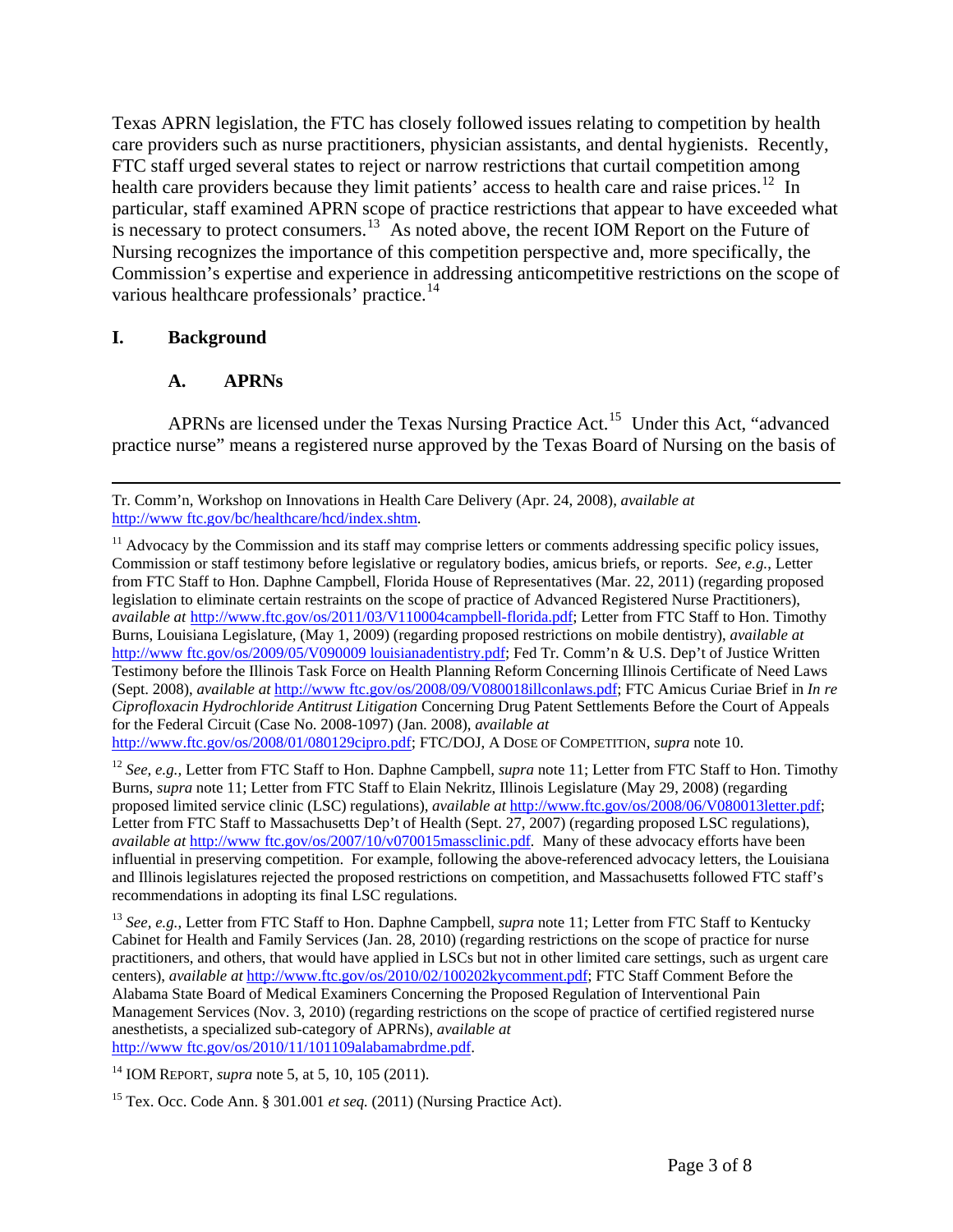Texas APRN legislation, the FTC has closely followed issues relating to competition by health care providers such as nurse practitioners, physician assistants, and dental hygienists. Recently, FTC staff urged several states to reject or narrow restrictions that curtail competition among health care providers because they limit patients' access to health care and raise prices.[12] In particular, staff examined APRN scope of practice restrictions that appear to have exceeded what is necessary to protect consumers.[13] As noted above, the recent IOM Report on the Future of Nursing recognizes the importance of this competition perspective and, more specifically, the Commission's expertise and experience in addressing anticompetitive restrictions on the scope of various healthcare professionals' practice.[14]

## I. Background

### A. APRNs

APRNs are licensed under the Texas Nursing Practice Act.[15] Under this Act, "advanced practice nurse" means a registered nurse approved by the Texas Board of Nursing on the basis of

---

Tr. Comm'n, Workshop on Innovations in Health Care Delivery (Apr. 24, 2008), *available at* http://www ftc.gov/bc/healthcare/hcd/index.shtm.

[11] Advocacy by the Commission and its staff may comprise letters or comments addressing specific policy issues, Commission or staff testimony before legislative or regulatory bodies, amicus briefs, or reports. *See, e.g.*, Letter from FTC Staff to Hon. Daphne Campbell, Florida House of Representatives (Mar. 22, 2011) (regarding proposed legislation to eliminate certain restraints on the scope of practice of Advanced Registered Nurse Practitioners), *available at* http://www.ftc.gov/os/2011/03/V110004campbell-florida.pdf; Letter from FTC Staff to Hon. Timothy Burns, Louisiana Legislature, (May 1, 2009) (regarding proposed restrictions on mobile dentistry), *available at* http://www ftc.gov/os/2009/05/V090009 louisianadentistry.pdf; Fed Tr. Comm'n & U.S. Dep't of Justice Written Testimony before the Illinois Task Force on Health Planning Reform Concerning Illinois Certificate of Need Laws (Sept. 2008), *available at* http://www ftc.gov/os/2008/09/V080018illconlaws.pdf; FTC Amicus Curiae Brief in *In re Ciprofloxacin Hydrochloride Antitrust Litigation* Concerning Drug Patent Settlements Before the Court of Appeals for the Federal Circuit (Case No. 2008-1097) (Jan. 2008), *available at* http://www.ftc.gov/os/2008/01/080129cipro.pdf; FTC/DOJ, A DOSE OF COMPETITION, *supra* note 10.

[12] *See, e.g.*, Letter from FTC Staff to Hon. Daphne Campbell, *supra* note 11; Letter from FTC Staff to Hon. Timothy Burns, *supra* note 11; Letter from FTC Staff to Elain Nekritz, Illinois Legislature (May 29, 2008) (regarding proposed limited service clinic (LSC) regulations), *available at* http://www.ftc.gov/os/2008/06/V080013letter.pdf; Letter from FTC Staff to Massachusetts Dep't of Health (Sept. 27, 2007) (regarding proposed LSC regulations), *available at* http://www ftc.gov/os/2007/10/v070015massclinic.pdf. Many of these advocacy efforts have been influential in preserving competition. For example, following the above-referenced advocacy letters, the Louisiana and Illinois legislatures rejected the proposed restrictions on competition, and Massachusetts followed FTC staff's recommendations in adopting its final LSC regulations.

[13] *See, e.g.*, Letter from FTC Staff to Hon. Daphne Campbell, *supra* note 11; Letter from FTC Staff to Kentucky Cabinet for Health and Family Services (Jan. 28, 2010) (regarding restrictions on the scope of practice for nurse practitioners, and others, that would have applied in LSCs but not in other limited care settings, such as urgent care centers), *available at* http://www.ftc.gov/os/2010/02/100202kycomment.pdf; FTC Staff Comment Before the Alabama State Board of Medical Examiners Concerning the Proposed Regulation of Interventional Pain Management Services (Nov. 3, 2010) (regarding restrictions on the scope of practice of certified registered nurse anesthetists, a specialized sub-category of APRNs), *available at* http://www ftc.gov/os/2010/11/101109alabamabrdme.pdf.

[14] IOM REPORT, *supra* note 5, at 5, 10, 105 (2011).

[15] Tex. Occ. Code Ann. § 301.001 *et seq.* (2011) (Nursing Practice Act).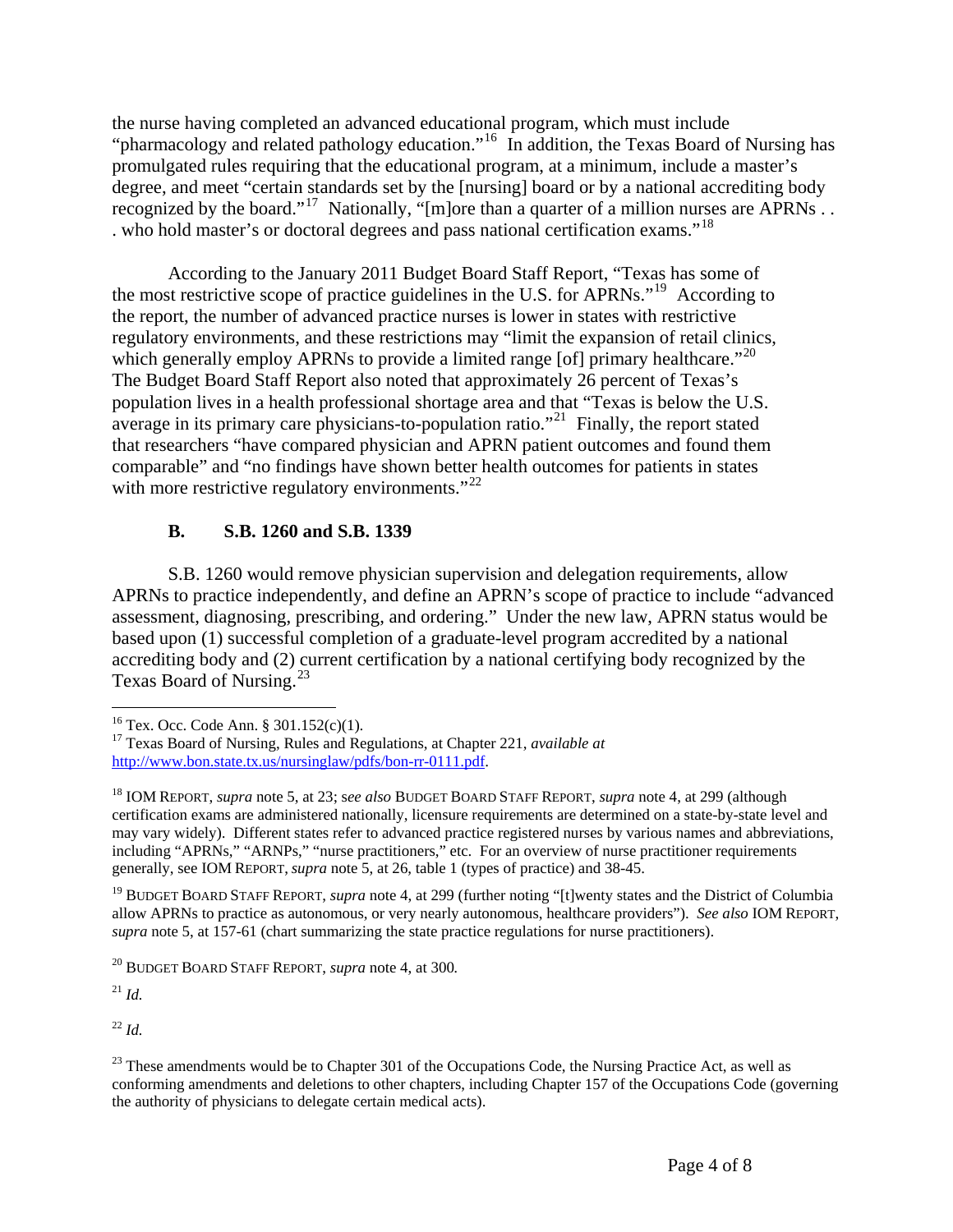the nurse having completed an advanced educational program, which must include "pharmacology and related pathology education."[16] In addition, the Texas Board of Nursing has promulgated rules requiring that the educational program, at a minimum, include a master's degree, and meet "certain standards set by the [nursing] board or by a national accrediting body recognized by the board."[17] Nationally, "[m]ore than a quarter of a million nurses are APRNs . . . who hold master's or doctoral degrees and pass national certification exams."[18]

According to the January 2011 Budget Board Staff Report, "Texas has some of the most restrictive scope of practice guidelines in the U.S. for APRNs."[19] According to the report, the number of advanced practice nurses is lower in states with restrictive regulatory environments, and these restrictions may "limit the expansion of retail clinics, which generally employ APRNs to provide a limited range [of] primary healthcare."[20] The Budget Board Staff Report also noted that approximately 26 percent of Texas's population lives in a health professional shortage area and that "Texas is below the U.S. average in its primary care physicians-to-population ratio."[21] Finally, the report stated that researchers "have compared physician and APRN patient outcomes and found them comparable" and "no findings have shown better health outcomes for patients in states with more restrictive regulatory environments."[22]

### B. S.B. 1260 and S.B. 1339

S.B. 1260 would remove physician supervision and delegation requirements, allow APRNs to practice independently, and define an APRN's scope of practice to include "advanced assessment, diagnosing, prescribing, and ordering." Under the new law, APRN status would be based upon (1) successful completion of a graduate-level program accredited by a national accrediting body and (2) current certification by a national certifying body recognized by the Texas Board of Nursing.[23]

---

[16] Tex. Occ. Code Ann. § 301.152(c)(1).

[17] Texas Board of Nursing, Rules and Regulations, at Chapter 221, *available at* http://www.bon.state.tx.us/nursinglaw/pdfs/bon-rr-0111.pdf.

[18] IOM REPORT, *supra* note 5, at 23; *see also* BUDGET BOARD STAFF REPORT, *supra* note 4, at 299 (although certification exams are administered nationally, licensure requirements are determined on a state-by-state level and may vary widely). Different states refer to advanced practice registered nurses by various names and abbreviations, including "APRNs," "ARNPs," "nurse practitioners," etc. For an overview of nurse practitioner requirements generally, see IOM REPORT, *supra* note 5, at 26, table 1 (types of practice) and 38-45.

[19] BUDGET BOARD STAFF REPORT, *supra* note 4, at 299 (further noting "[t]wenty states and the District of Columbia allow APRNs to practice as autonomous, or very nearly autonomous, healthcare providers"). *See also* IOM REPORT, *supra* note 5, at 157-61 (chart summarizing the state practice regulations for nurse practitioners).

[20] BUDGET BOARD STAFF REPORT, *supra* note 4, at 300*.*

[21] *Id.*

[22] *Id.*

[23] These amendments would be to Chapter 301 of the Occupations Code, the Nursing Practice Act, as well as conforming amendments and deletions to other chapters, including Chapter 157 of the Occupations Code (governing the authority of physicians to delegate certain medical acts).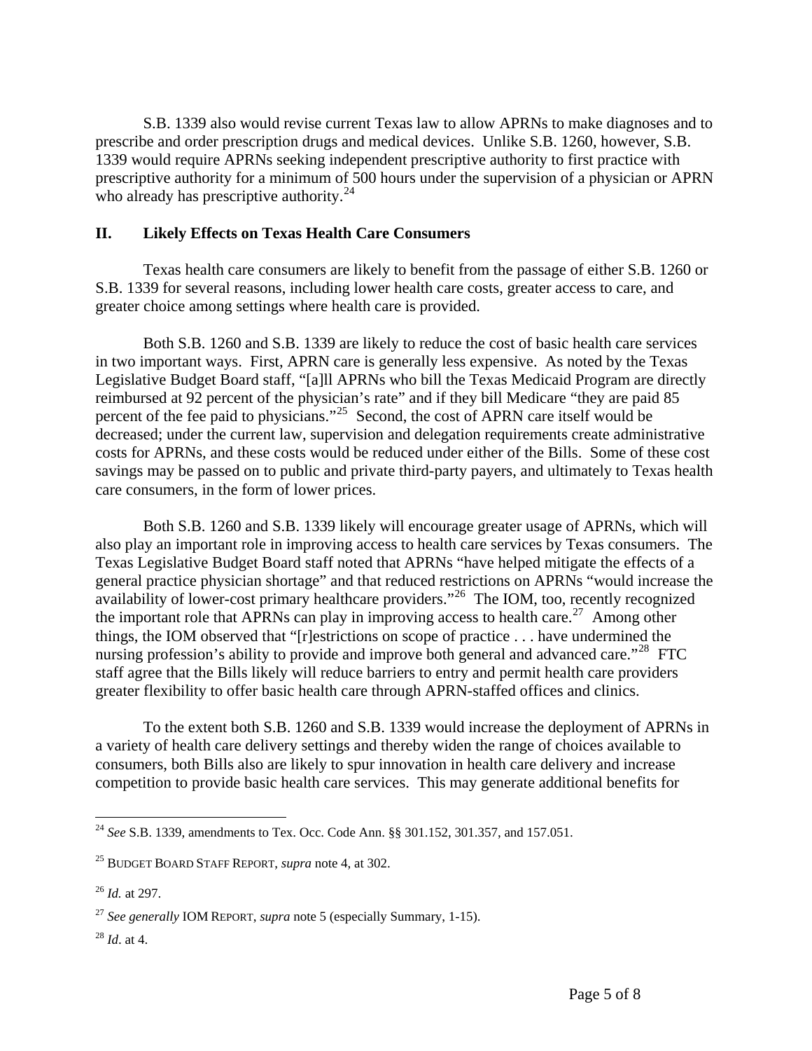S.B. 1339 also would revise current Texas law to allow APRNs to make diagnoses and to prescribe and order prescription drugs and medical devices. Unlike S.B. 1260, however, S.B. 1339 would require APRNs seeking independent prescriptive authority to first practice with prescriptive authority for a minimum of 500 hours under the supervision of a physician or APRN who already has prescriptive authority.[24]

## II. Likely Effects on Texas Health Care Consumers

Texas health care consumers are likely to benefit from the passage of either S.B. 1260 or S.B. 1339 for several reasons, including lower health care costs, greater access to care, and greater choice among settings where health care is provided.

Both S.B. 1260 and S.B. 1339 are likely to reduce the cost of basic health care services in two important ways. First, APRN care is generally less expensive. As noted by the Texas Legislative Budget Board staff, "[a]ll APRNs who bill the Texas Medicaid Program are directly reimbursed at 92 percent of the physician's rate" and if they bill Medicare "they are paid 85 percent of the fee paid to physicians."[25] Second, the cost of APRN care itself would be decreased; under the current law, supervision and delegation requirements create administrative costs for APRNs, and these costs would be reduced under either of the Bills. Some of these cost savings may be passed on to public and private third-party payers, and ultimately to Texas health care consumers, in the form of lower prices.

Both S.B. 1260 and S.B. 1339 likely will encourage greater usage of APRNs, which will also play an important role in improving access to health care services by Texas consumers. The Texas Legislative Budget Board staff noted that APRNs "have helped mitigate the effects of a general practice physician shortage" and that reduced restrictions on APRNs "would increase the availability of lower-cost primary healthcare providers."[26] The IOM, too, recently recognized the important role that APRNs can play in improving access to health care.[27] Among other things, the IOM observed that "[r]estrictions on scope of practice . . . have undermined the nursing profession's ability to provide and improve both general and advanced care."[28] FTC staff agree that the Bills likely will reduce barriers to entry and permit health care providers greater flexibility to offer basic health care through APRN-staffed offices and clinics.

To the extent both S.B. 1260 and S.B. 1339 would increase the deployment of APRNs in a variety of health care delivery settings and thereby widen the range of choices available to consumers, both Bills also are likely to spur innovation in health care delivery and increase competition to provide basic health care services. This may generate additional benefits for

---

[24] *See* S.B. 1339, amendments to Tex. Occ. Code Ann. §§ 301.152, 301.357, and 157.051.

[25] BUDGET BOARD STAFF REPORT, *supra* note 4, at 302.

[26] *Id.* at 297.

[27] *See generally* IOM REPORT, *supra* note 5 (especially Summary, 1-15).

[28] *Id*. at 4.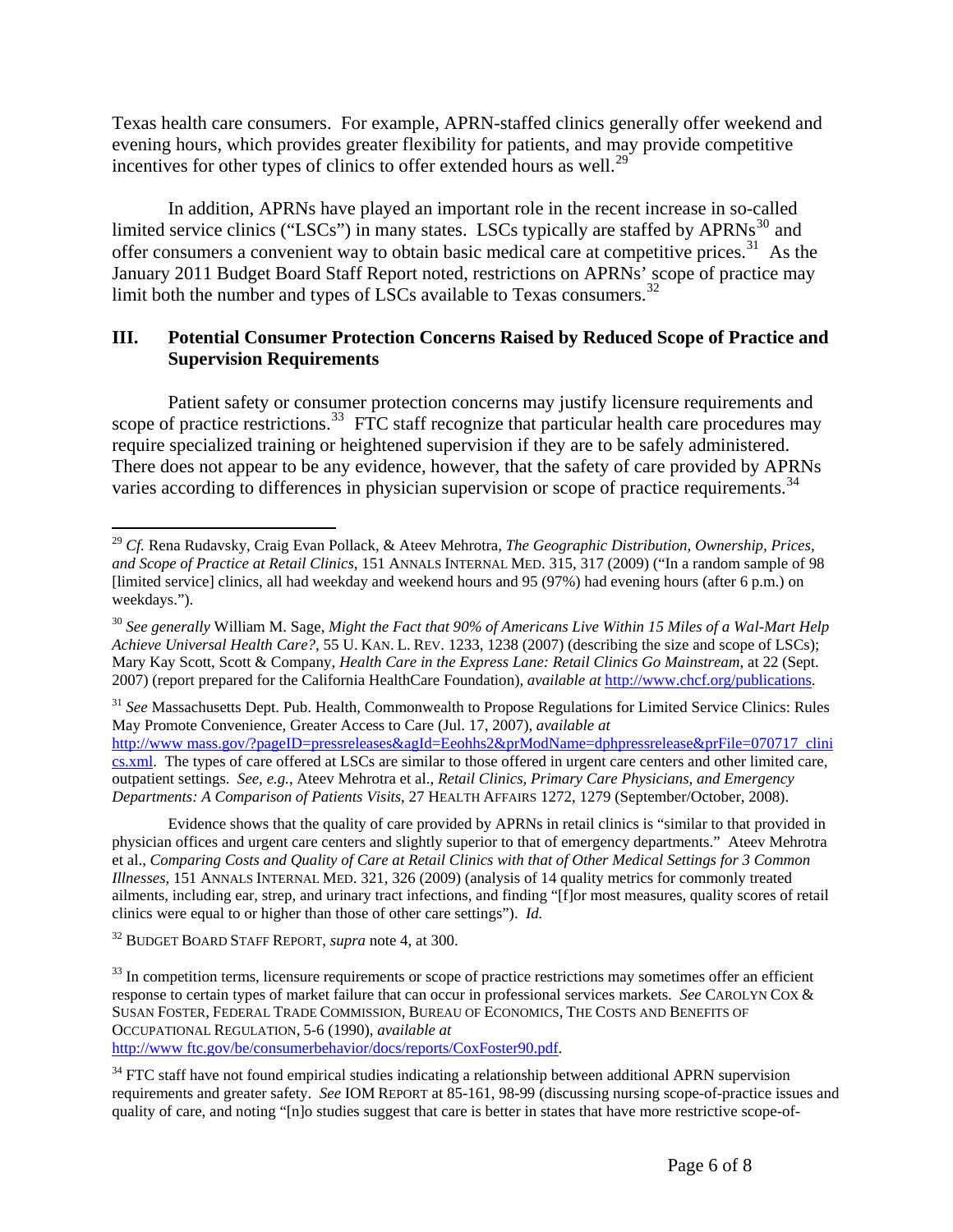Texas health care consumers. For example, APRN-staffed clinics generally offer weekend and evening hours, which provides greater flexibility for patients, and may provide competitive incentives for other types of clinics to offer extended hours as well.[29]

In addition, APRNs have played an important role in the recent increase in so-called limited service clinics ("LSCs") in many states. LSCs typically are staffed by APRNs[30] and offer consumers a convenient way to obtain basic medical care at competitive prices.[31] As the January 2011 Budget Board Staff Report noted, restrictions on APRNs' scope of practice may limit both the number and types of LSCs available to Texas consumers.[32]

## III. Potential Consumer Protection Concerns Raised by Reduced Scope of Practice and Supervision Requirements

Patient safety or consumer protection concerns may justify licensure requirements and scope of practice restrictions.[33] FTC staff recognize that particular health care procedures may require specialized training or heightened supervision if they are to be safely administered. There does not appear to be any evidence, however, that the safety of care provided by APRNs varies according to differences in physician supervision or scope of practice requirements.[34]

---

[29] *Cf.* Rena Rudavsky, Craig Evan Pollack, & Ateev Mehrotra, *The Geographic Distribution, Ownership, Prices, and Scope of Practice at Retail Clinics*, 151 ANNALS INTERNAL MED. 315, 317 (2009) ("In a random sample of 98 [limited service] clinics, all had weekday and weekend hours and 95 (97%) had evening hours (after 6 p.m.) on weekdays.").

[30] *See generally* William M. Sage, *Might the Fact that 90% of Americans Live Within 15 Miles of a Wal-Mart Help Achieve Universal Health Care?*, 55 U. KAN. L. REV. 1233, 1238 (2007) (describing the size and scope of LSCs); Mary Kay Scott, Scott & Company, *Health Care in the Express Lane: Retail Clinics Go Mainstream*, at 22 (Sept. 2007) (report prepared for the California HealthCare Foundation), *available at* http://www.chcf.org/publications.

[31] *See* Massachusetts Dept. Pub. Health, Commonwealth to Propose Regulations for Limited Service Clinics: Rules May Promote Convenience, Greater Access to Care (Jul. 17, 2007), *available at* http://www.mass.gov/?pageID=pressreleases&agId=Eeohhs2&prModName=dphpressrelease&prFile=070717_clinics.xml. The types of care offered at LSCs are similar to those offered in urgent care centers and other limited care, outpatient settings. *See, e.g.*, Ateev Mehrotra et al., *Retail Clinics, Primary Care Physicians, and Emergency Departments: A Comparison of Patients Visits*, 27 HEALTH AFFAIRS 1272, 1279 (September/October, 2008).

Evidence shows that the quality of care provided by APRNs in retail clinics is "similar to that provided in physician offices and urgent care centers and slightly superior to that of emergency departments." Ateev Mehrotra et al., *Comparing Costs and Quality of Care at Retail Clinics with that of Other Medical Settings for 3 Common Illnesses*, 151 ANNALS INTERNAL MED. 321, 326 (2009) (analysis of 14 quality metrics for commonly treated ailments, including ear, strep, and urinary tract infections, and finding "[f]or most measures, quality scores of retail clinics were equal to or higher than those of other care settings"). *Id.*

[32] BUDGET BOARD STAFF REPORT, *supra* note 4, at 300.

[33] In competition terms, licensure requirements or scope of practice restrictions may sometimes offer an efficient response to certain types of market failure that can occur in professional services markets. *See* CAROLYN COX & SUSAN FOSTER, FEDERAL TRADE COMMISSION, BUREAU OF ECONOMICS, THE COSTS AND BENEFITS OF OCCUPATIONAL REGULATION, 5-6 (1990), *available at* http://www.ftc.gov/be/consumerbehavior/docs/reports/CoxFoster90.pdf.

[34] FTC staff have not found empirical studies indicating a relationship between additional APRN supervision requirements and greater safety. *See* IOM REPORT at 85-161, 98-99 (discussing nursing scope-of-practice issues and quality of care, and noting "[n]o studies suggest that care is better in states that have more restrictive scope-of-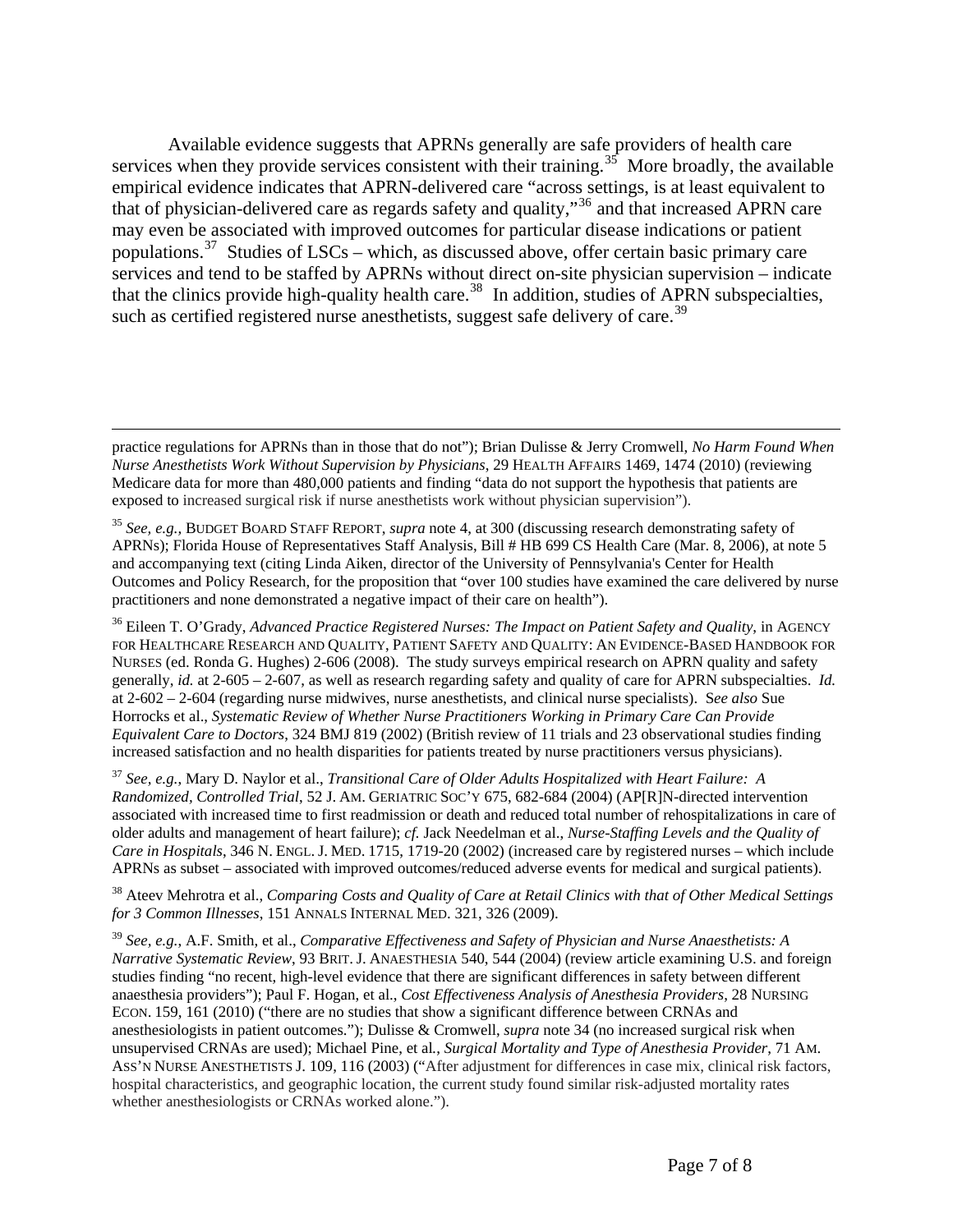Available evidence suggests that APRNs generally are safe providers of health care services when they provide services consistent with their training.[35] More broadly, the available empirical evidence indicates that APRN-delivered care "across settings, is at least equivalent to that of physician-delivered care as regards safety and quality,"[36] and that increased APRN care may even be associated with improved outcomes for particular disease indications or patient populations.[37] Studies of LSCs – which, as discussed above, offer certain basic primary care services and tend to be staffed by APRNs without direct on-site physician supervision – indicate that the clinics provide high-quality health care.[38] In addition, studies of APRN subspecialties, such as certified registered nurse anesthetists, suggest safe delivery of care.[39]

---

practice regulations for APRNs than in those that do not"); Brian Dulisse & Jerry Cromwell, *No Harm Found When Nurse Anesthetists Work Without Supervision by Physicians*, 29 HEALTH AFFAIRS 1469, 1474 (2010) (reviewing Medicare data for more than 480,000 patients and finding "data do not support the hypothesis that patients are exposed to increased surgical risk if nurse anesthetists work without physician supervision").

[35] *See, e.g.,* BUDGET BOARD STAFF REPORT, *supra* note 4, at 300 (discussing research demonstrating safety of APRNs); Florida House of Representatives Staff Analysis, Bill # HB 699 CS Health Care (Mar. 8, 2006), at note 5 and accompanying text (citing Linda Aiken, director of the University of Pennsylvania's Center for Health Outcomes and Policy Research, for the proposition that "over 100 studies have examined the care delivered by nurse practitioners and none demonstrated a negative impact of their care on health").

[36] Eileen T. O'Grady, *Advanced Practice Registered Nurses: The Impact on Patient Safety and Quality*, in AGENCY FOR HEALTHCARE RESEARCH AND QUALITY, PATIENT SAFETY AND QUALITY: AN EVIDENCE-BASED HANDBOOK FOR NURSES (ed. Ronda G. Hughes) 2-606 (2008). The study surveys empirical research on APRN quality and safety generally, *id.* at 2-605 – 2-607, as well as research regarding safety and quality of care for APRN subspecialties. *Id.* at 2-602 – 2-604 (regarding nurse midwives, nurse anesthetists, and clinical nurse specialists). *See also* Sue Horrocks et al., *Systematic Review of Whether Nurse Practitioners Working in Primary Care Can Provide Equivalent Care to Doctors*, 324 BMJ 819 (2002) (British review of 11 trials and 23 observational studies finding increased satisfaction and no health disparities for patients treated by nurse practitioners versus physicians).

[37] *See, e.g.,* Mary D. Naylor et al., *Transitional Care of Older Adults Hospitalized with Heart Failure: A Randomized, Controlled Trial*, 52 J. AM. GERIATRIC SOC'Y 675, 682-684 (2004) (AP[R]N-directed intervention associated with increased time to first readmission or death and reduced total number of rehospitalizations in care of older adults and management of heart failure); *cf.* Jack Needelman et al., *Nurse-Staffing Levels and the Quality of Care in Hospitals*, 346 N. ENGL. J. MED. 1715, 1719-20 (2002) (increased care by registered nurses – which include APRNs as subset – associated with improved outcomes/reduced adverse events for medical and surgical patients).

[38] Ateev Mehrotra et al., *Comparing Costs and Quality of Care at Retail Clinics with that of Other Medical Settings for 3 Common Illnesses*, 151 ANNALS INTERNAL MED. 321, 326 (2009).

[39] *See, e.g.,* A.F. Smith, et al., *Comparative Effectiveness and Safety of Physician and Nurse Anaesthetists: A Narrative Systematic Review*, 93 BRIT. J. ANAESTHESIA 540, 544 (2004) (review article examining U.S. and foreign studies finding "no recent, high-level evidence that there are significant differences in safety between different anaesthesia providers"); Paul F. Hogan, et al., *Cost Effectiveness Analysis of Anesthesia Providers*, 28 NURSING ECON. 159, 161 (2010) ("there are no studies that show a significant difference between CRNAs and anesthesiologists in patient outcomes."); Dulisse & Cromwell, *supra* note 34 (no increased surgical risk when unsupervised CRNAs are used); Michael Pine, et al., *Surgical Mortality and Type of Anesthesia Provider*, 71 AM. ASS'N NURSE ANESTHETISTS J. 109, 116 (2003) ("After adjustment for differences in case mix, clinical risk factors, hospital characteristics, and geographic location, the current study found similar risk-adjusted mortality rates whether anesthesiologists or CRNAs worked alone.").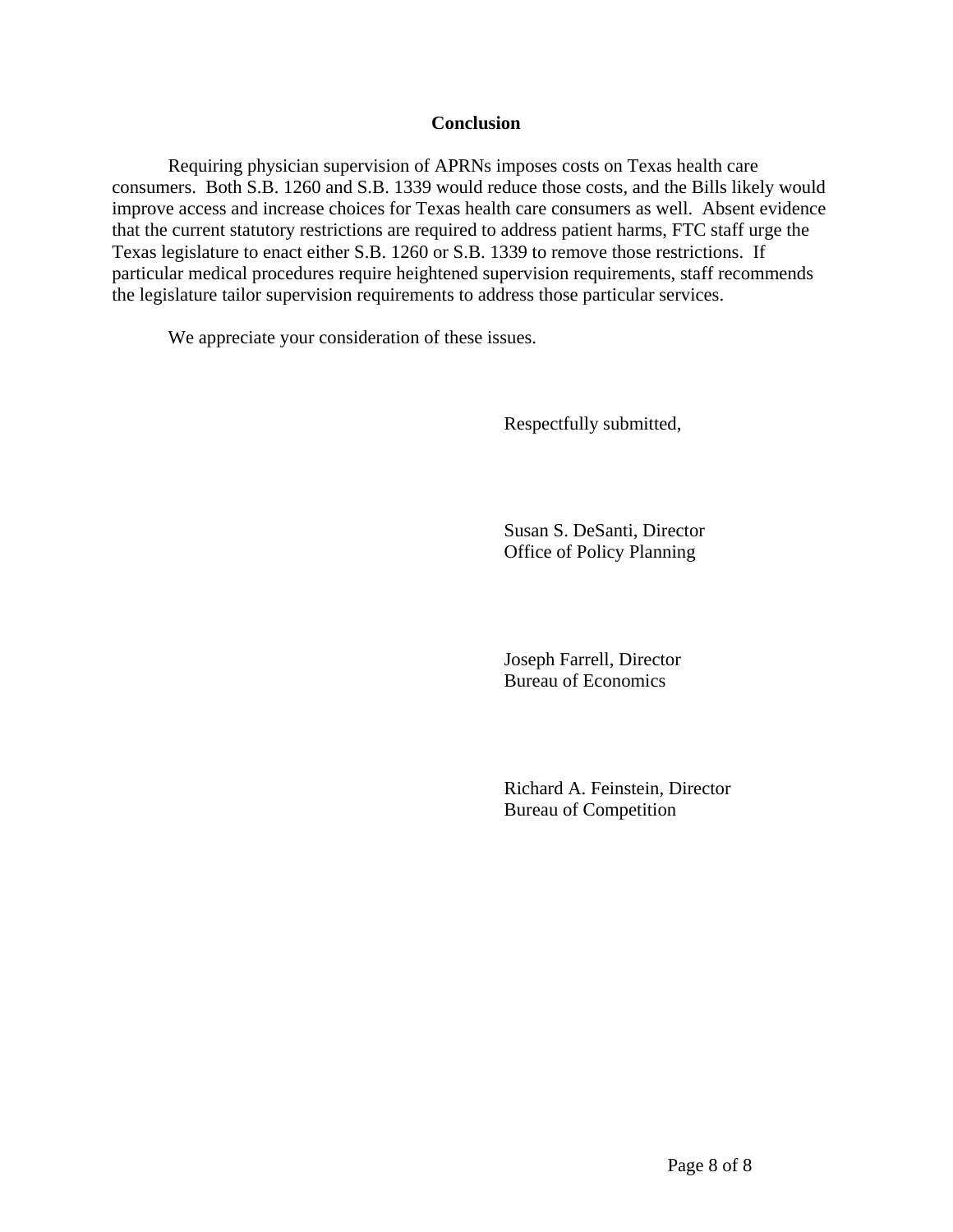## Conclusion

Requiring physician supervision of APRNs imposes costs on Texas health care consumers. Both S.B. 1260 and S.B. 1339 would reduce those costs, and the Bills likely would improve access and increase choices for Texas health care consumers as well. Absent evidence that the current statutory restrictions are required to address patient harms, FTC staff urge the Texas legislature to enact either S.B. 1260 or S.B. 1339 to remove those restrictions. If particular medical procedures require heightened supervision requirements, staff recommends the legislature tailor supervision requirements to address those particular services.

We appreciate your consideration of these issues.

Respectfully submitted,

Susan S. DeSanti, Director
Office of Policy Planning

Joseph Farrell, Director
Bureau of Economics

Richard A. Feinstein, Director
Bureau of Competition